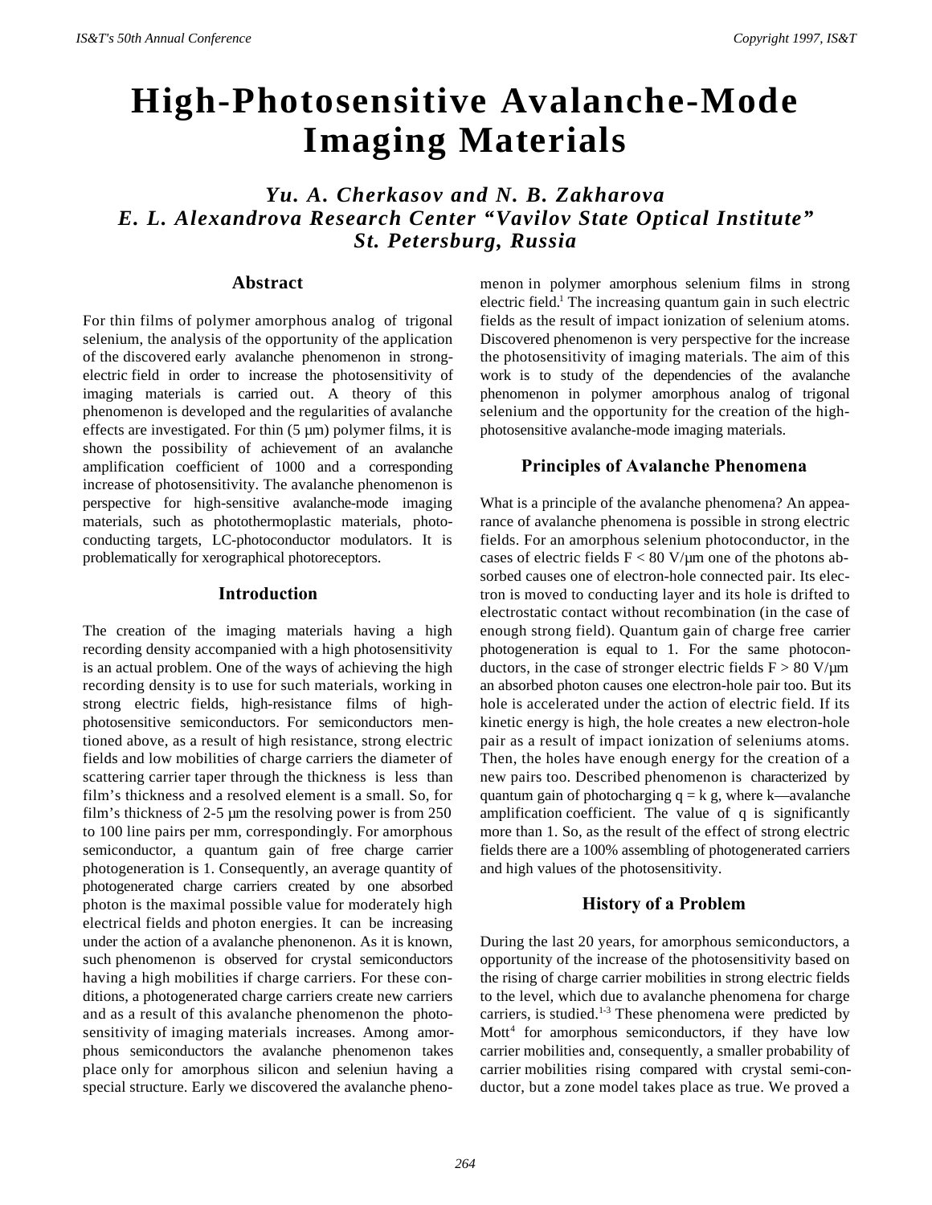# High-Photosensitive Avalanche-Mode Imaging Materials

*Yu. A. Cherkasov and N. B. Zakharova*
*E. L. Alexandrova Research Center "Vavilov State Optical Institute"*
*St. Petersburg, Russia*

## Abstract

For thin films of polymer amorphous analog of trigonal selenium, the analysis of the opportunity of the application of the discovered early avalanche phenomenon in strong-electric field in order to increase the photosensitivity of imaging materials is carried out. A theory of this phenomenon is developed and the regularities of avalanche effects are investigated. For thin (5 µm) polymer films, it is shown the possibility of achievement of an avalanche amplification coefficient of 1000 and a corresponding increase of photosensitivity. The avalanche phenomenon is perspective for high-sensitive avalanche-mode imaging materials, such as photothermoplastic materials, photoconducting targets, LC-photoconductor modulators. It is problematically for xerographical photoreceptors.

## Introduction

The creation of the imaging materials having a high recording density accompanied with a high photosensitivity is an actual problem. One of the ways of achieving the high recording density is to use for such materials, working in strong electric fields, high-resistance films of high-photosensitive semiconductors. For semiconductors mentioned above, as a result of high resistance, strong electric fields and low mobilities of charge carriers the diameter of scattering carrier taper through the thickness is less than film's thickness and a resolved element is a small. So, for film's thickness of 2-5 µm the resolving power is from 250 to 100 line pairs per mm, correspondingly. For amorphous semiconductor, a quantum gain of free charge carrier photogeneration is 1. Consequently, an average quantity of photogenerated charge carriers created by one absorbed photon is the maximal possible value for moderately high electrical fields and photon energies. It can be increasing under the action of a avalanche phenonenon. As it is known, such phenomenon is observed for crystal semiconductors having a high mobilities if charge carriers. For these conditions, a photogenerated charge carriers create new carriers and as a result of this avalanche phenomenon the photosensitivity of imaging materials increases. Among amorphous semiconductors the avalanche phenomenon takes place only for amorphous silicon and seleniun having a special structure. Early we discovered the avalanche phenomenon in polymer amorphous selenium films in strong electric field.[1] The increasing quantum gain in such electric fields as the result of impact ionization of selenium atoms. Discovered phenomenon is very perspective for the increase the photosensitivity of imaging materials. The aim of this work is to study of the dependencies of the avalanche phenomenon in polymer amorphous analog of trigonal selenium and the opportunity for the creation of the high-photosensitive avalanche-mode imaging materials.

## Principles of Avalanche Phenomena

What is a principle of the avalanche phenomena? An appearance of avalanche phenomena is possible in strong electric fields. For an amorphous selenium photoconductor, in the cases of electric fields $F < 80$ V/µm one of the photons absorbed causes one of electron-hole connected pair. Its electron is moved to conducting layer and its hole is drifted to electrostatic contact without recombination (in the case of enough strong field). Quantum gain of charge free carrier photogeneration is equal to 1. For the same photoconductors, in the case of stronger electric fields $F > 80$ V/µm an absorbed photon causes one electron-hole pair too. But its hole is accelerated under the action of electric field. If its kinetic energy is high, the hole creates a new electron-hole pair as a result of impact ionization of seleniums atoms. Then, the holes have enough energy for the creation of a new pairs too. Described phenomenon is characterized by quantum gain of photocharging $q = k\,g$, where k—avalanche amplification coefficient. The value of q is significantly more than 1. So, as the result of the effect of strong electric fields there are a 100% assembling of photogenerated carriers and high values of the photosensitivity.

## History of a Problem

During the last 20 years, for amorphous semiconductors, a opportunity of the increase of the photosensitivity based on the rising of charge carrier mobilities in strong electric fields to the level, which due to avalanche phenomena for charge carriers, is studied.[1-3] These phenomena were predicted by Mott[4] for amorphous semiconductors, if they have low carrier mobilities and, consequently, a smaller probability of carrier mobilities rising compared with crystal semi-conductor, but a zone model takes place as true. We proved a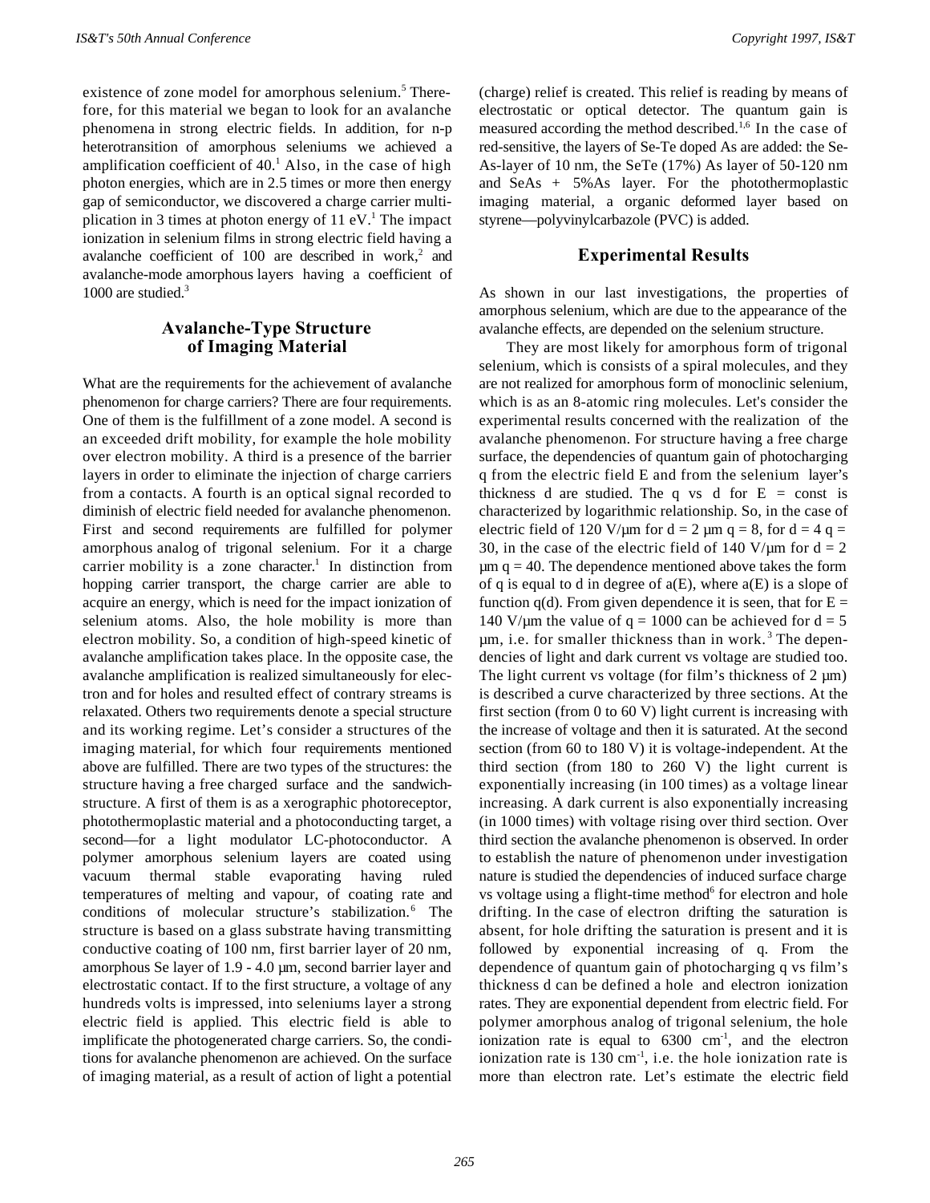existence of zone model for amorphous selenium.[5] Therefore, for this material we began to look for an avalanche phenomena in strong electric fields. In addition, for n-p heterotransition of amorphous seleniums we achieved a amplification coefficient of 40.[1] Also, in the case of high photon energies, which are in 2.5 times or more then energy gap of semiconductor, we discovered a charge carrier multiplication in 3 times at photon energy of 11 eV.[1] The impact ionization in selenium films in strong electric field having a avalanche coefficient of 100 are described in work,[2] and avalanche-mode amorphous layers having a coefficient of 1000 are studied.[3]

## Avalanche-Type Structure of Imaging Material

What are the requirements for the achievement of avalanche phenomenon for charge carriers? There are four requirements. One of them is the fulfillment of a zone model. A second is an exceeded drift mobility, for example the hole mobility over electron mobility. A third is a presence of the barrier layers in order to eliminate the injection of charge carriers from a contacts. A fourth is an optical signal recorded to diminish of electric field needed for avalanche phenomenon. First and second requirements are fulfilled for polymer amorphous analog of trigonal selenium. For it a charge carrier mobility is a zone character.[1] In distinction from hopping carrier transport, the charge carrier are able to acquire an energy, which is need for the impact ionization of selenium atoms. Also, the hole mobility is more than electron mobility. So, a condition of high-speed kinetic of avalanche amplification takes place. In the opposite case, the avalanche amplification is realized simultaneously for electron and for holes and resulted effect of contrary streams is relaxated. Others two requirements denote a special structure and its working regime. Let's consider a structures of the imaging material, for which four requirements mentioned above are fulfilled. There are two types of the structures: the structure having a free charged surface and the sandwich-structure. A first of them is as a xerographic photoreceptor, photothermoplastic material and a photoconducting target, a second—for a light modulator LC-photoconductor. A polymer amorphous selenium layers are coated using vacuum thermal stable evaporating having ruled temperatures of melting and vapour, of coating rate and conditions of molecular structure's stabilization.[6] The structure is based on a glass substrate having transmitting conductive coating of 100 nm, first barrier layer of 20 nm, amorphous Se layer of 1.9 - 4.0 μm, second barrier layer and electrostatic contact. If to the first structure, a voltage of any hundreds volts is impressed, into seleniums layer a strong electric field is applied. This electric field is able to implificate the photogenerated charge carriers. So, the conditions for avalanche phenomenon are achieved. On the surface of imaging material, as a result of action of light a potential (charge) relief is created. This relief is reading by means of electrostatic or optical detector. The quantum gain is measured according the method described.[1,6] In the case of red-sensitive, the layers of Se-Te doped As are added: the Se-As-layer of 10 nm, the SeTe (17%) As layer of 50-120 nm and SeAs + 5%As layer. For the photothermoplastic imaging material, a organic deformed layer based on styrene—polyvinylcarbazole (PVC) is added.

## Experimental Results

As shown in our last investigations, the properties of amorphous selenium, which are due to the appearance of the avalanche effects, are depended on the selenium structure.

They are most likely for amorphous form of trigonal selenium, which is consists of a spiral molecules, and they are not realized for amorphous form of monoclinic selenium, which is as an 8-atomic ring molecules. Let's consider the experimental results concerned with the realization of the avalanche phenomenon. For structure having a free charge surface, the dependencies of quantum gain of photocharging q from the electric field E and from the selenium layer's thickness d are studied. The q vs d for E = const is characterized by logarithmic relationship. So, in the case of electric field of 120 V/μm for d = 2 μm q = 8, for d = 4 q = 30, in the case of the electric field of 140 V/μm for d = 2 μm q = 40. The dependence mentioned above takes the form of q is equal to d in degree of a(E), where a(E) is a slope of function q(d). From given dependence it is seen, that for E = 140 V/μm the value of q = 1000 can be achieved for d = 5 μm, i.e. for smaller thickness than in work.[3] The dependencies of light and dark current vs voltage are studied too. The light current vs voltage (for film's thickness of 2 μm) is described a curve characterized by three sections. At the first section (from 0 to 60 V) light current is increasing with the increase of voltage and then it is saturated. At the second section (from 60 to 180 V) it is voltage-independent. At the third section (from 180 to 260 V) the light current is exponentially increasing (in 100 times) as a voltage linear increasing. A dark current is also exponentially increasing (in 1000 times) with voltage rising over third section. Over third section the avalanche phenomenon is observed. In order to establish the nature of phenomenon under investigation nature is studied the dependencies of induced surface charge vs voltage using a flight-time method[6] for electron and hole drifting. In the case of electron drifting the saturation is absent, for hole drifting the saturation is present and it is followed by exponential increasing of q. From the dependence of quantum gain of photocharging q vs film's thickness d can be defined a hole and electron ionization rates. They are exponential dependent from electric field. For polymer amorphous analog of trigonal selenium, the hole ionization rate is equal to 6300 $cm^{-1}$, and the electron ionization rate is 130 $cm^{-1}$, i.e. the hole ionization rate is more than electron rate. Let's estimate the electric field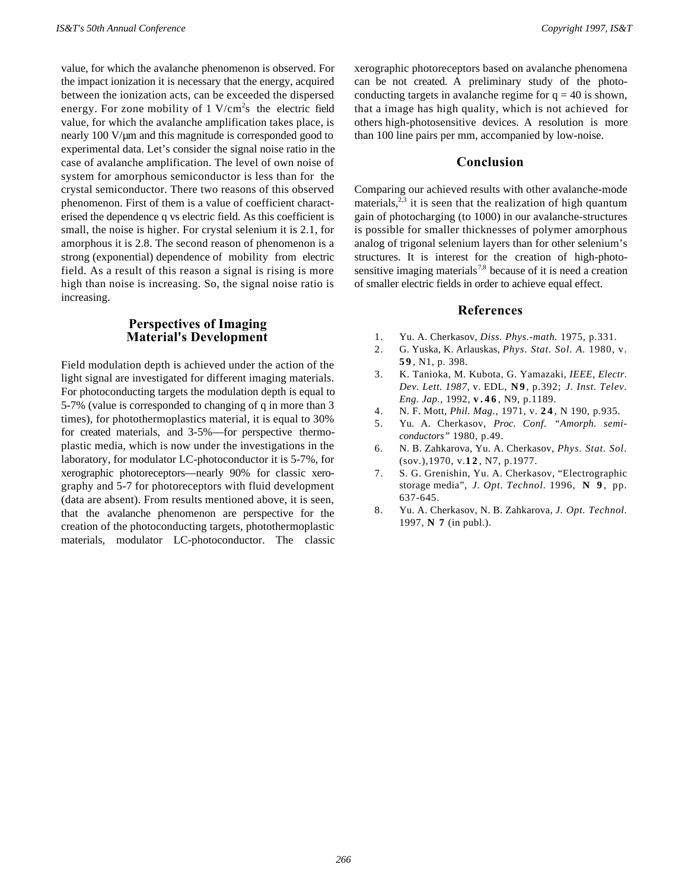value, for which the avalanche phenomenon is observed. For the impact ionization it is necessary that the energy, acquired between the ionization acts, can be exceeded the dispersed energy. For zone mobility of 1 $V/cm^2s$ the electric field value, for which the avalanche amplification takes place, is nearly 100 V/μm and this magnitude is corresponded good to experimental data. Let's consider the signal noise ratio in the case of avalanche amplification. The level of own noise of system for amorphous semiconductor is less than for the crystal semiconductor. There two reasons of this observed phenomenon. First of them is a value of coefficient characterised the dependence q vs electric field. As this coefficient is small, the noise is higher. For crystal selenium it is 2.1, for amorphous it is 2.8. The second reason of phenomenon is a strong (exponential) dependence of mobility from electric field. As a result of this reason a signal is rising is more high than noise is increasing. So, the signal noise ratio is increasing.

## Perspectives of Imaging Material's Development

Field modulation depth is achieved under the action of the light signal are investigated for different imaging materials. For photoconducting targets the modulation depth is equal to 5-7% (value is corresponded to changing of q in more than 3 times), for photothermoplastics material, it is equal to 30% for created materials, and 3-5%—for perspective thermoplastic media, which is now under the investigations in the laboratory, for modulator LC-photoconductor it is 5-7%, for xerographic photoreceptors—nearly 90% for classic xerography and 5-7 for photoreceptors with fluid development (data are absent). From results mentioned above, it is seen, that the avalanche phenomenon are perspective for the creation of the photoconducting targets, photothermoplastic materials, modulator LC-photoconductor. The classic xerographic photoreceptors based on avalanche phenomena can be not created. A preliminary study of the photoconducting targets in avalanche regime for q = 40 is shown, that a image has high quality, which is not achieved for others high-photosensitive devices. A resolution is more than 100 line pairs per mm, accompanied by low-noise.

## Conclusion

Comparing our achieved results with other avalanche-mode materials,[2,3] it is seen that the realization of high quantum gain of photocharging (to 1000) in our avalanche-structures is possible for smaller thicknesses of polymer amorphous analog of trigonal selenium layers than for other selenium's structures. It is interest for the creation of high-photosensitive imaging materials[7,8] because of it is need a creation of smaller electric fields in order to achieve equal effect.

## References

1. Yu. A. Cherkasov, *Diss. Phys.-math.* 1975, p.331.
2. G. Yuska, K. Arlauskas, *Phys. Stat. Sol. A.* 1980, v. **59**, N1, p. 398.
3. K. Tanioka, M. Kubota, G. Yamazaki, *IEEE, Electr. Dev. Lett. 1987*, v. EDL, **N9**, p.392; *J. Inst. Telev. Eng. Jap.*, 1992, **v.46**, N9, p.1189.
4. N. F. Mott, *Phil. Mag.*, 1971, v. **24**, N 190, p.935.
5. Yu. A. Cherkasov, *Proc. Conf. "Amorph. semiconductors"* 1980, p.49.
6. N. B. Zahkarova, Yu. A. Cherkasov, *Phys. Stat. Sol.* (sov.),1970, v.**12**, N7, p.1977.
7. S. G. Grenishin, Yu. A. Cherkasov, "Electrographic storage media", *J. Opt. Technol.* 1996, **N 9**, pp. 637-645.
8. Yu. A. Cherkasov, N. B. Zahkarova, *J. Opt. Technol.* 1997, **N 7** (in publ.).